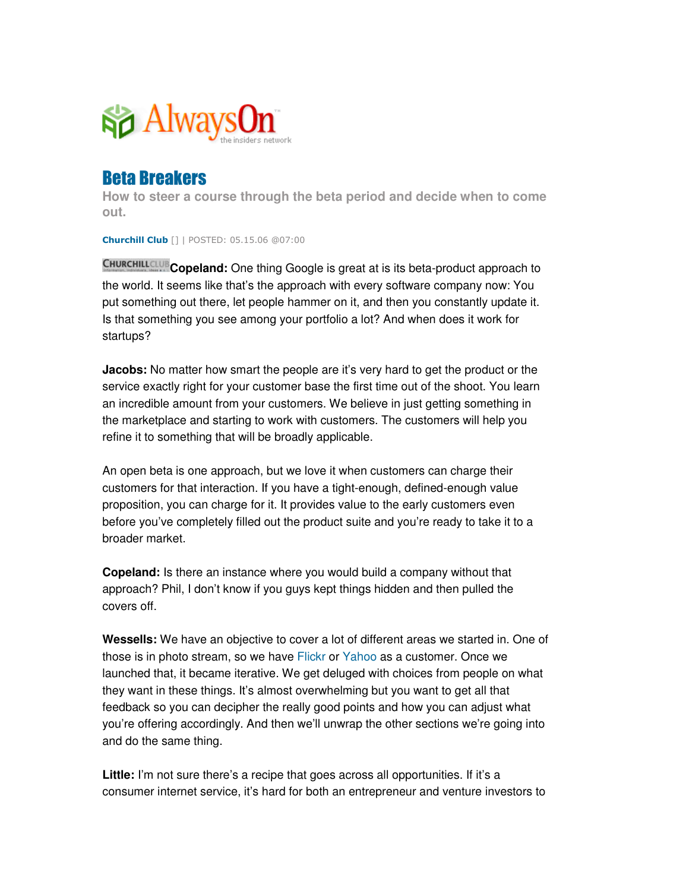AlwaysOn

the insiders network

# Beta Breakers

**How to steer a course through the beta period and decide when to come out.**

Churchill Club [] | POSTED: 05.15.06 @07:00

CHURCHILL CLUB **Copeland:** One thing Google is great at is its beta-product approach to the world. It seems like that's the approach with every software company now: You put something out there, let people hammer on it, and then you constantly update it. Is that something you see among your portfolio a lot? And when does it work for startups?

**Jacobs:** No matter how smart the people are it's very hard to get the product or the service exactly right for your customer base the first time out of the shoot. You learn an incredible amount from your customers. We believe in just getting something in the marketplace and starting to work with customers. The customers will help you refine it to something that will be broadly applicable.

An open beta is one approach, but we love it when customers can charge their customers for that interaction. If you have a tight-enough, defined-enough value proposition, you can charge for it. It provides value to the early customers even before you've completely filled out the product suite and you're ready to take it to a broader market.

**Copeland:** Is there an instance where you would build a company without that approach? Phil, I don't know if you guys kept things hidden and then pulled the covers off.

**Wessells:** We have an objective to cover a lot of different areas we started in. One of those is in photo stream, so we have Flickr or Yahoo as a customer. Once we launched that, it became iterative. We get deluged with choices from people on what they want in these things. It's almost overwhelming but you want to get all that feedback so you can decipher the really good points and how you can adjust what you're offering accordingly. And then we'll unwrap the other sections we're going into and do the same thing.

**Little:** I'm not sure there's a recipe that goes across all opportunities. If it's a consumer internet service, it's hard for both an entrepreneur and venture investors to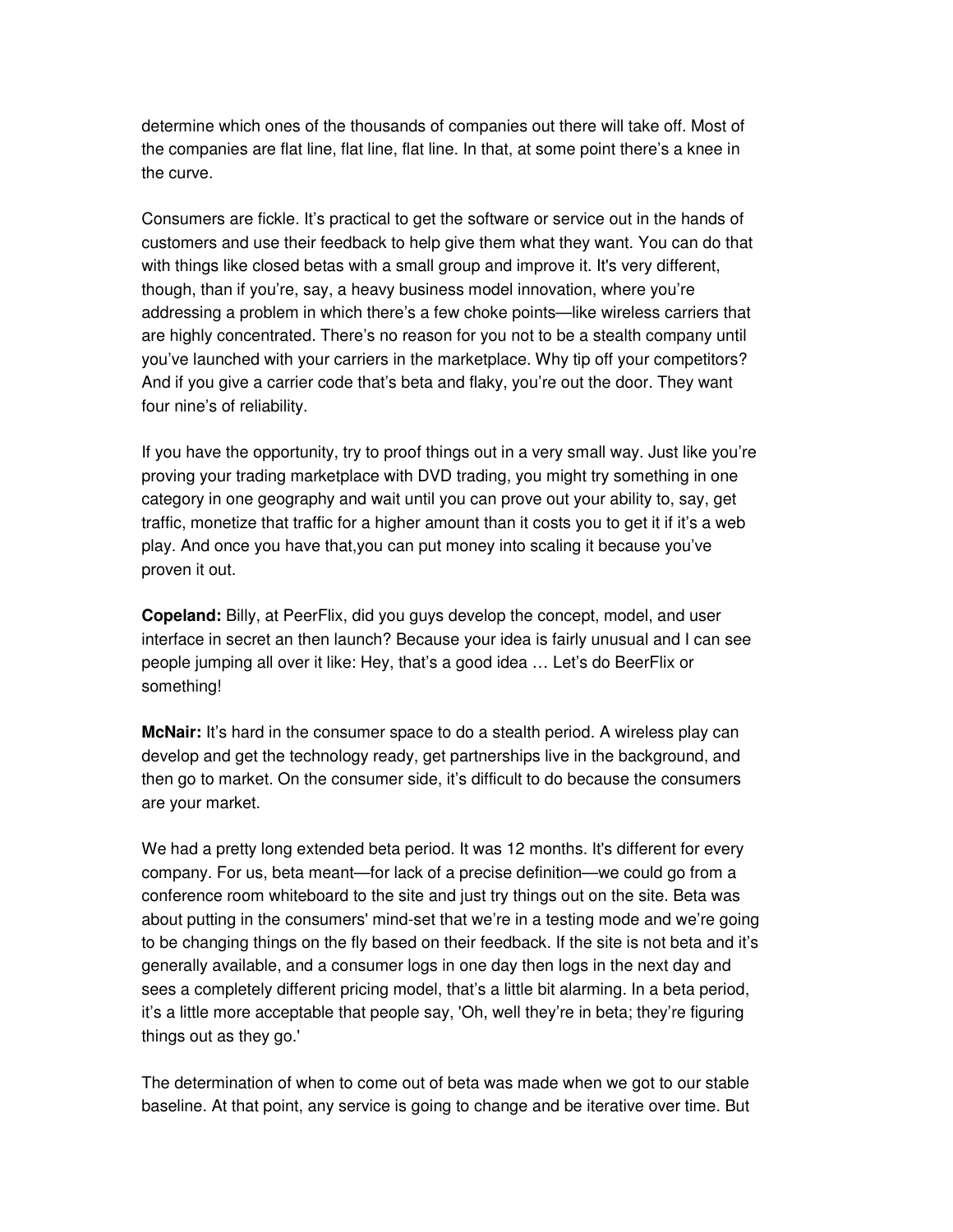determine which ones of the thousands of companies out there will take off. Most of the companies are flat line, flat line, flat line. In that, at some point there's a knee in the curve.

Consumers are fickle. It's practical to get the software or service out in the hands of customers and use their feedback to help give them what they want. You can do that with things like closed betas with a small group and improve it. It's very different, though, than if you're, say, a heavy business model innovation, where you're addressing a problem in which there's a few choke points—like wireless carriers that are highly concentrated. There's no reason for you not to be a stealth company until you've launched with your carriers in the marketplace. Why tip off your competitors? And if you give a carrier code that's beta and flaky, you're out the door. They want four nine's of reliability.

If you have the opportunity, try to proof things out in a very small way. Just like you're proving your trading marketplace with DVD trading, you might try something in one category in one geography and wait until you can prove out your ability to, say, get traffic, monetize that traffic for a higher amount than it costs you to get it if it's a web play. And once you have that,you can put money into scaling it because you've proven it out.

**Copeland:** Billy, at PeerFlix, did you guys develop the concept, model, and user interface in secret an then launch? Because your idea is fairly unusual and I can see people jumping all over it like: Hey, that's a good idea … Let's do BeerFlix or something!

**McNair:** It's hard in the consumer space to do a stealth period. A wireless play can develop and get the technology ready, get partnerships live in the background, and then go to market. On the consumer side, it's difficult to do because the consumers are your market.

We had a pretty long extended beta period. It was 12 months. It's different for every company. For us, beta meant—for lack of a precise definition—we could go from a conference room whiteboard to the site and just try things out on the site. Beta was about putting in the consumers' mind-set that we're in a testing mode and we're going to be changing things on the fly based on their feedback. If the site is not beta and it's generally available, and a consumer logs in one day then logs in the next day and sees a completely different pricing model, that's a little bit alarming. In a beta period, it's a little more acceptable that people say, 'Oh, well they're in beta; they're figuring things out as they go.'

The determination of when to come out of beta was made when we got to our stable baseline. At that point, any service is going to change and be iterative over time. But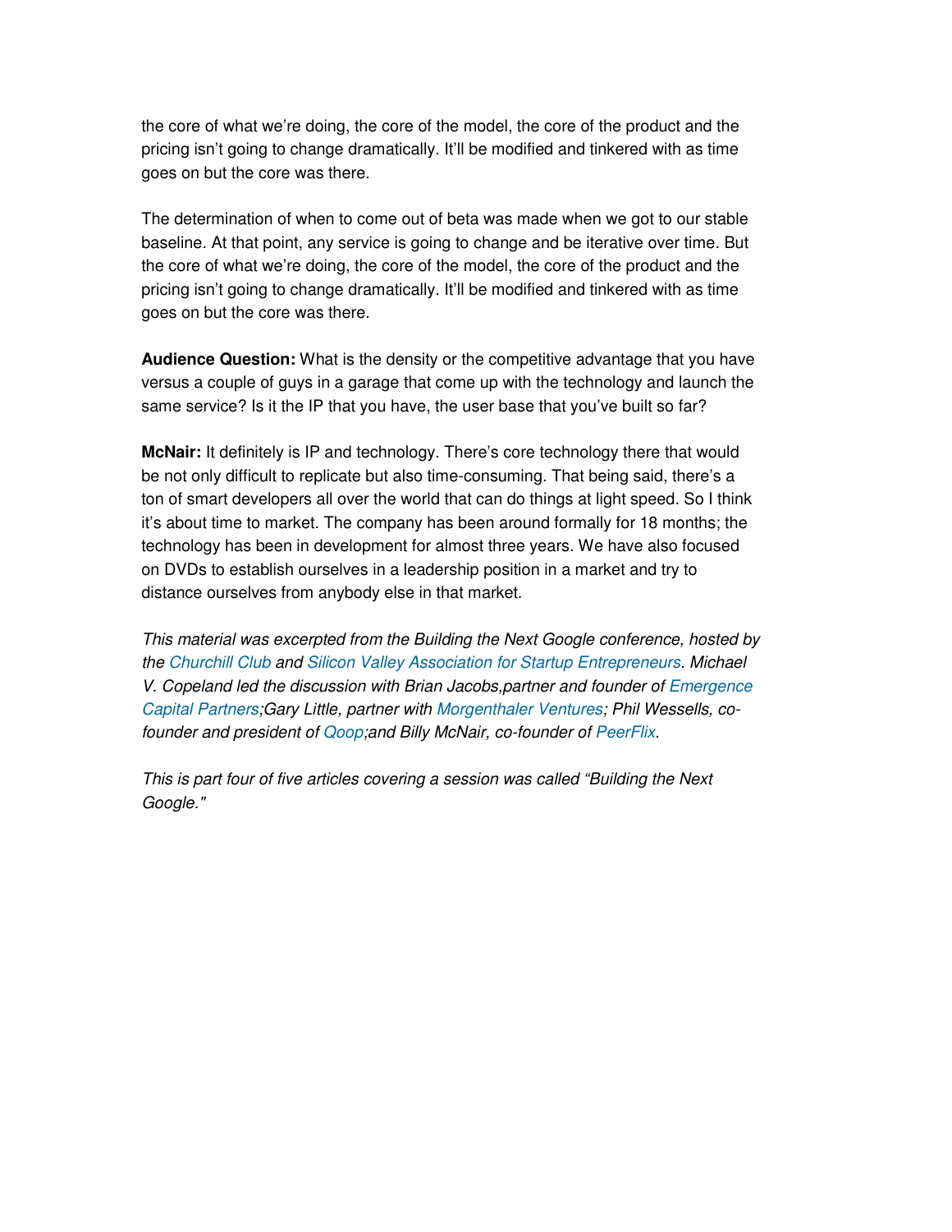the core of what we're doing, the core of the model, the core of the product and the pricing isn't going to change dramatically. It'll be modified and tinkered with as time goes on but the core was there.

The determination of when to come out of beta was made when we got to our stable baseline. At that point, any service is going to change and be iterative over time. But the core of what we're doing, the core of the model, the core of the product and the pricing isn't going to change dramatically. It'll be modified and tinkered with as time goes on but the core was there.

**Audience Question:** What is the density or the competitive advantage that you have versus a couple of guys in a garage that come up with the technology and launch the same service? Is it the IP that you have, the user base that you've built so far?

**McNair:** It definitely is IP and technology. There's core technology there that would be not only difficult to replicate but also time-consuming. That being said, there's a ton of smart developers all over the world that can do things at light speed. So I think it's about time to market. The company has been around formally for 18 months; the technology has been in development for almost three years. We have also focused on DVDs to establish ourselves in a leadership position in a market and try to distance ourselves from anybody else in that market.

*This material was excerpted from the Building the Next Google conference, hosted by the Churchill Club and Silicon Valley Association for Startup Entrepreneurs. Michael V. Copeland led the discussion with Brian Jacobs,partner and founder of Emergence Capital Partners;Gary Little, partner with Morgenthaler Ventures; Phil Wessells, co-founder and president of Qoop;and Billy McNair, co-founder of PeerFlix.*

*This is part four of five articles covering a session was called "Building the Next Google."*